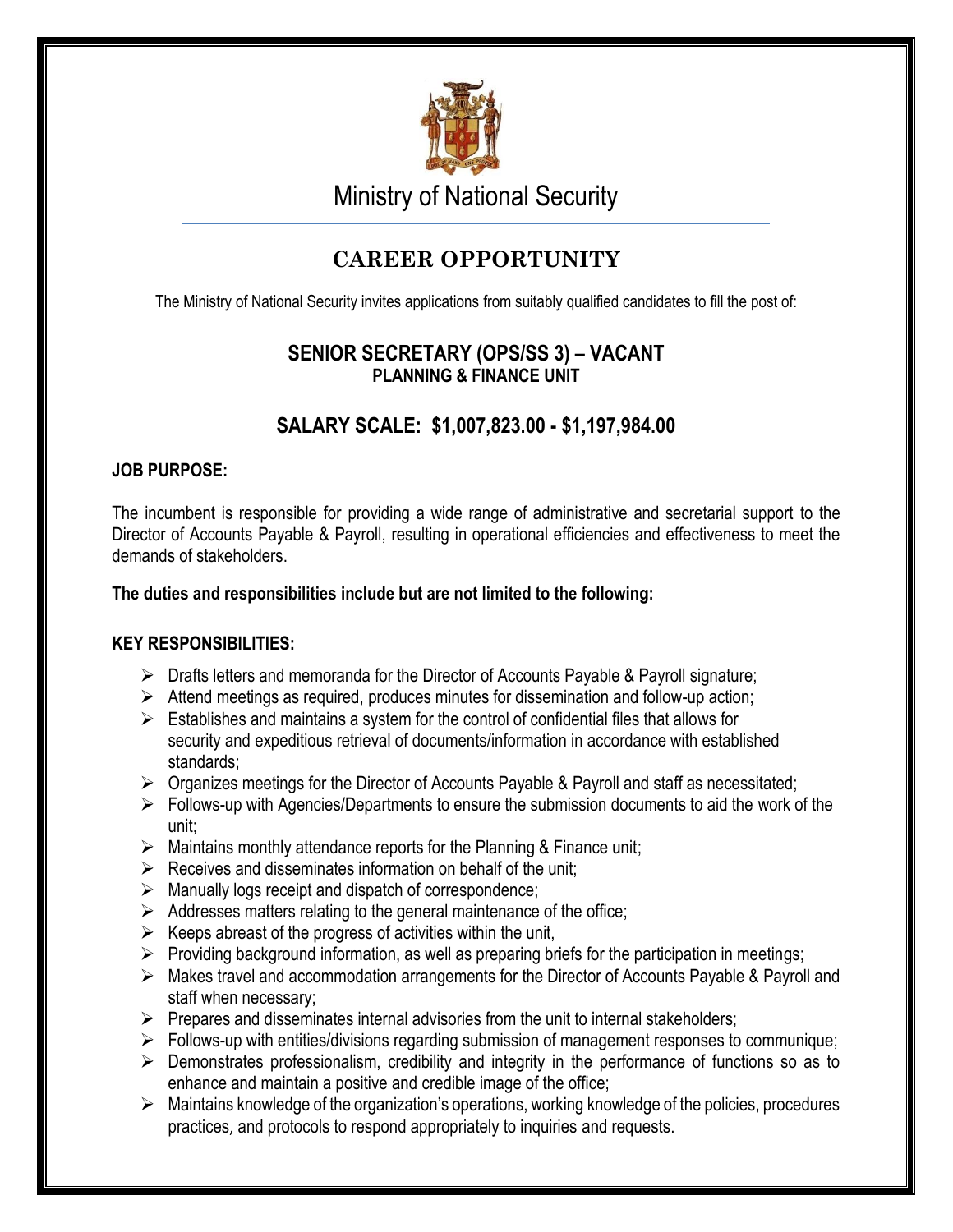# Ministry of National Security

## CAREER OPPORTUNITY

The Ministry of National Security invites applications from suitably qualified candidates to fill the post of:

### SENIOR SECRETARY (OPS/SS 3) – VACANT
**PLANNING & FINANCE UNIT**

### SALARY SCALE: $1,007,823.00 - $1,197,984.00

**JOB PURPOSE:**

The incumbent is responsible for providing a wide range of administrative and secretarial support to the Director of Accounts Payable & Payroll, resulting in operational efficiencies and effectiveness to meet the demands of stakeholders.

**The duties and responsibilities include but are not limited to the following:**

**KEY RESPONSIBILITIES:**

- Drafts letters and memoranda for the Director of Accounts Payable & Payroll signature;
- Attend meetings as required, produces minutes for dissemination and follow-up action;
- Establishes and maintains a system for the control of confidential files that allows for security and expeditious retrieval of documents/information in accordance with established standards;
- Organizes meetings for the Director of Accounts Payable & Payroll and staff as necessitated;
- Follows-up with Agencies/Departments to ensure the submission documents to aid the work of the unit;
- Maintains monthly attendance reports for the Planning & Finance unit;
- Receives and disseminates information on behalf of the unit;
- Manually logs receipt and dispatch of correspondence;
- Addresses matters relating to the general maintenance of the office;
- Keeps abreast of the progress of activities within the unit,
- Providing background information, as well as preparing briefs for the participation in meetings;
- Makes travel and accommodation arrangements for the Director of Accounts Payable & Payroll and staff when necessary;
- Prepares and disseminates internal advisories from the unit to internal stakeholders;
- Follows-up with entities/divisions regarding submission of management responses to communique;
- Demonstrates professionalism, credibility and integrity in the performance of functions so as to enhance and maintain a positive and credible image of the office;
- Maintains knowledge of the organization's operations, working knowledge of the policies, procedures practices, and protocols to respond appropriately to inquiries and requests.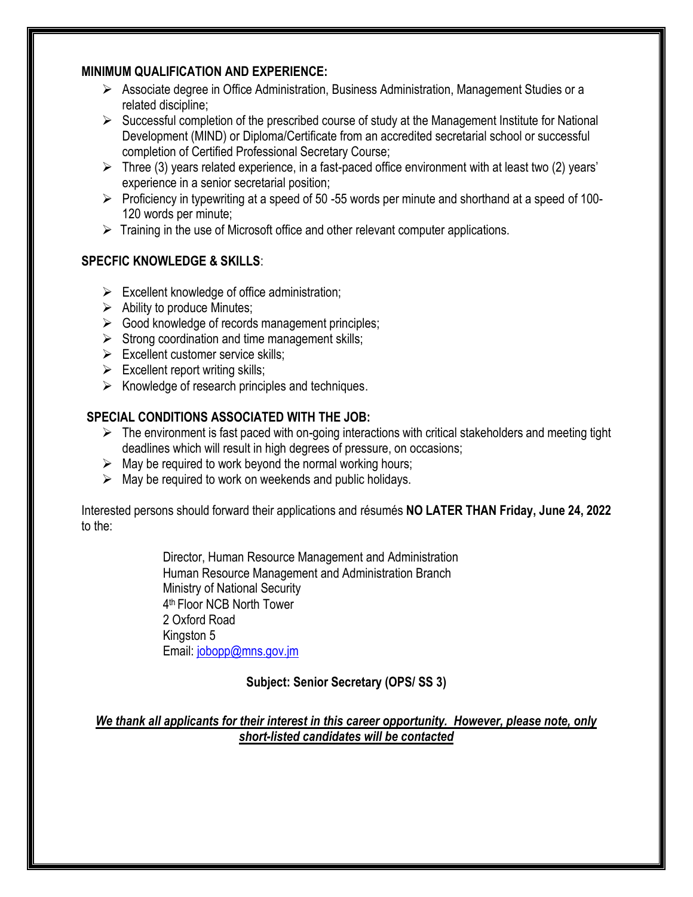**MINIMUM QUALIFICATION AND EXPERIENCE:**

- Associate degree in Office Administration, Business Administration, Management Studies or a related discipline;
- Successful completion of the prescribed course of study at the Management Institute for National Development (MIND) or Diploma/Certificate from an accredited secretarial school or successful completion of Certified Professional Secretary Course;
- Three (3) years related experience, in a fast-paced office environment with at least two (2) years' experience in a senior secretarial position;
- Proficiency in typewriting at a speed of 50 -55 words per minute and shorthand at a speed of 100-120 words per minute;
- Training in the use of Microsoft office and other relevant computer applications.

**SPECFIC KNOWLEDGE & SKILLS**:

- Excellent knowledge of office administration;
- Ability to produce Minutes;
- Good knowledge of records management principles;
- Strong coordination and time management skills;
- Excellent customer service skills;
- Excellent report writing skills;
- Knowledge of research principles and techniques.

**SPECIAL CONDITIONS ASSOCIATED WITH THE JOB:**

- The environment is fast paced with on-going interactions with critical stakeholders and meeting tight deadlines which will result in high degrees of pressure, on occasions;
- May be required to work beyond the normal working hours;
- May be required to work on weekends and public holidays.

Interested persons should forward their applications and résumés **NO LATER THAN Friday, June 24, 2022** to the:

Director, Human Resource Management and Administration
Human Resource Management and Administration Branch
Ministry of National Security
4th Floor NCB North Tower
2 Oxford Road
Kingston 5
Email: jobopp@mns.gov.jm

**Subject: Senior Secretary (OPS/ SS 3)**

***We thank all applicants for their interest in this career opportunity. However, please note, only short-listed candidates will be contacted***